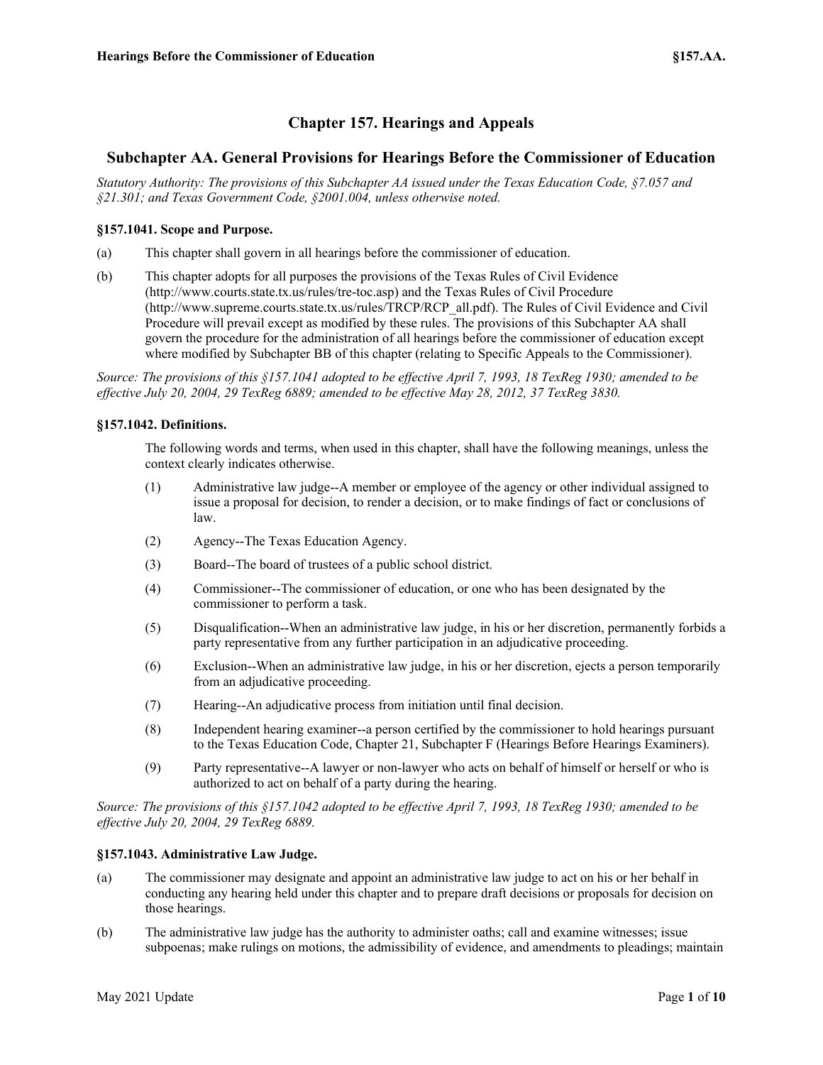# Chapter 157. Hearings and Appeals

## Subchapter AA. General Provisions for Hearings Before the Commissioner of Education

*Statutory Authority: The provisions of this Subchapter AA issued under the Texas Education Code, §7.057 and §21.301; and Texas Government Code, §2001.004, unless otherwise noted.*

### §157.1041. Scope and Purpose.

(a) This chapter shall govern in all hearings before the commissioner of education.

(b) This chapter adopts for all purposes the provisions of the Texas Rules of Civil Evidence (http://www.courts.state.tx.us/rules/tre-toc.asp) and the Texas Rules of Civil Procedure (http://www.supreme.courts.state.tx.us/rules/TRCP/RCP_all.pdf). The Rules of Civil Evidence and Civil Procedure will prevail except as modified by these rules. The provisions of this Subchapter AA shall govern the procedure for the administration of all hearings before the commissioner of education except where modified by Subchapter BB of this chapter (relating to Specific Appeals to the Commissioner).

*Source: The provisions of this §157.1041 adopted to be effective April 7, 1993, 18 TexReg 1930; amended to be effective July 20, 2004, 29 TexReg 6889; amended to be effective May 28, 2012, 37 TexReg 3830.*

### §157.1042. Definitions.

The following words and terms, when used in this chapter, shall have the following meanings, unless the context clearly indicates otherwise.

(1) Administrative law judge--A member or employee of the agency or other individual assigned to issue a proposal for decision, to render a decision, or to make findings of fact or conclusions of law.

(2) Agency--The Texas Education Agency.

(3) Board--The board of trustees of a public school district.

(4) Commissioner--The commissioner of education, or one who has been designated by the commissioner to perform a task.

(5) Disqualification--When an administrative law judge, in his or her discretion, permanently forbids a party representative from any further participation in an adjudicative proceeding.

(6) Exclusion--When an administrative law judge, in his or her discretion, ejects a person temporarily from an adjudicative proceeding.

(7) Hearing--An adjudicative process from initiation until final decision.

(8) Independent hearing examiner--a person certified by the commissioner to hold hearings pursuant to the Texas Education Code, Chapter 21, Subchapter F (Hearings Before Hearings Examiners).

(9) Party representative--A lawyer or non-lawyer who acts on behalf of himself or herself or who is authorized to act on behalf of a party during the hearing.

*Source: The provisions of this §157.1042 adopted to be effective April 7, 1993, 18 TexReg 1930; amended to be effective July 20, 2004, 29 TexReg 6889.*

### §157.1043. Administrative Law Judge.

(a) The commissioner may designate and appoint an administrative law judge to act on his or her behalf in conducting any hearing held under this chapter and to prepare draft decisions or proposals for decision on those hearings.

(b) The administrative law judge has the authority to administer oaths; call and examine witnesses; issue subpoenas; make rulings on motions, the admissibility of evidence, and amendments to pleadings; maintain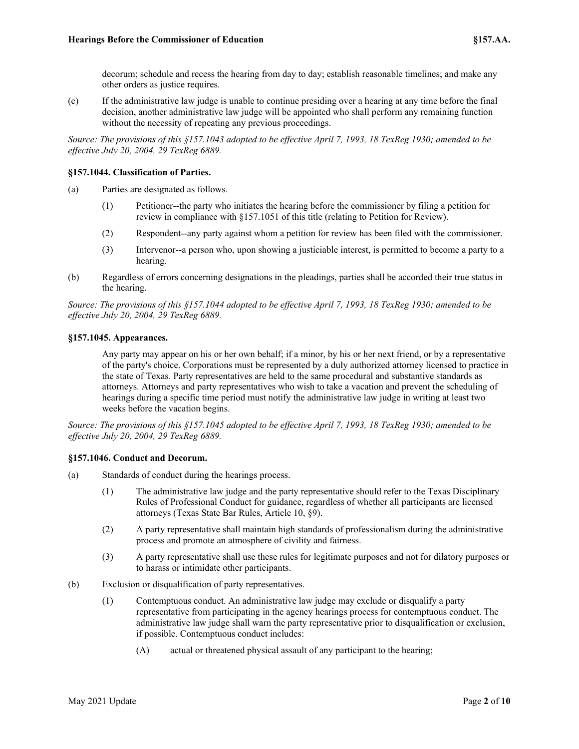decorum; schedule and recess the hearing from day to day; establish reasonable timelines; and make any other orders as justice requires.

(c) If the administrative law judge is unable to continue presiding over a hearing at any time before the final decision, another administrative law judge will be appointed who shall perform any remaining function without the necessity of repeating any previous proceedings.

*Source: The provisions of this §157.1043 adopted to be effective April 7, 1993, 18 TexReg 1930; amended to be effective July 20, 2004, 29 TexReg 6889.*

### §157.1044. Classification of Parties.

(a) Parties are designated as follows.

(1) Petitioner--the party who initiates the hearing before the commissioner by filing a petition for review in compliance with §157.1051 of this title (relating to Petition for Review).

(2) Respondent--any party against whom a petition for review has been filed with the commissioner.

(3) Intervenor--a person who, upon showing a justiciable interest, is permitted to become a party to a hearing.

(b) Regardless of errors concerning designations in the pleadings, parties shall be accorded their true status in the hearing.

*Source: The provisions of this §157.1044 adopted to be effective April 7, 1993, 18 TexReg 1930; amended to be effective July 20, 2004, 29 TexReg 6889.*

### §157.1045. Appearances.

Any party may appear on his or her own behalf; if a minor, by his or her next friend, or by a representative of the party's choice. Corporations must be represented by a duly authorized attorney licensed to practice in the state of Texas. Party representatives are held to the same procedural and substantive standards as attorneys. Attorneys and party representatives who wish to take a vacation and prevent the scheduling of hearings during a specific time period must notify the administrative law judge in writing at least two weeks before the vacation begins.

*Source: The provisions of this §157.1045 adopted to be effective April 7, 1993, 18 TexReg 1930; amended to be effective July 20, 2004, 29 TexReg 6889.*

### §157.1046. Conduct and Decorum.

(a) Standards of conduct during the hearings process.

(1) The administrative law judge and the party representative should refer to the Texas Disciplinary Rules of Professional Conduct for guidance, regardless of whether all participants are licensed attorneys (Texas State Bar Rules, Article 10, §9).

(2) A party representative shall maintain high standards of professionalism during the administrative process and promote an atmosphere of civility and fairness.

(3) A party representative shall use these rules for legitimate purposes and not for dilatory purposes or to harass or intimidate other participants.

(b) Exclusion or disqualification of party representatives.

(1) Contemptuous conduct. An administrative law judge may exclude or disqualify a party representative from participating in the agency hearings process for contemptuous conduct. The administrative law judge shall warn the party representative prior to disqualification or exclusion, if possible. Contemptuous conduct includes:

(A) actual or threatened physical assault of any participant to the hearing;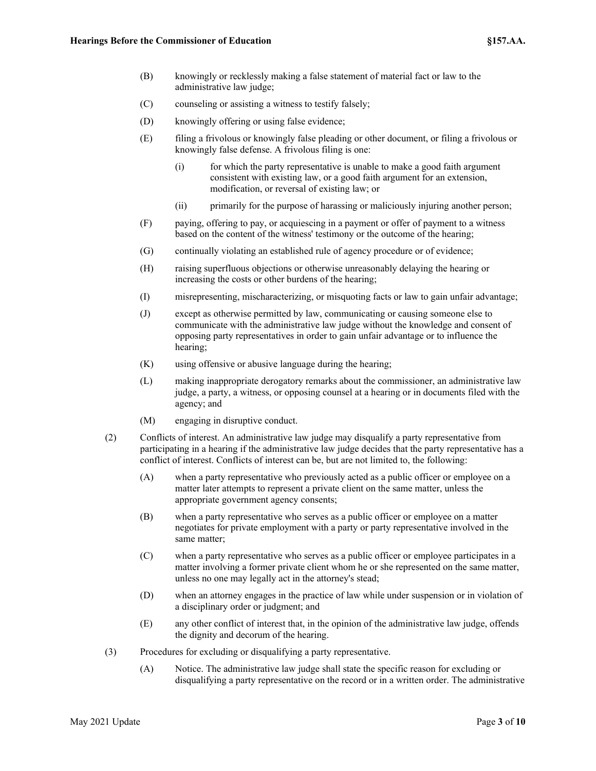(B) knowingly or recklessly making a false statement of material fact or law to the administrative law judge;

(C) counseling or assisting a witness to testify falsely;

(D) knowingly offering or using false evidence;

(E) filing a frivolous or knowingly false pleading or other document, or filing a frivolous or knowingly false defense. A frivolous filing is one:

  (i) for which the party representative is unable to make a good faith argument consistent with existing law, or a good faith argument for an extension, modification, or reversal of existing law; or

  (ii) primarily for the purpose of harassing or maliciously injuring another person;

(F) paying, offering to pay, or acquiescing in a payment or offer of payment to a witness based on the content of the witness' testimony or the outcome of the hearing;

(G) continually violating an established rule of agency procedure or of evidence;

(H) raising superfluous objections or otherwise unreasonably delaying the hearing or increasing the costs or other burdens of the hearing;

(I) misrepresenting, mischaracterizing, or misquoting facts or law to gain unfair advantage;

(J) except as otherwise permitted by law, communicating or causing someone else to communicate with the administrative law judge without the knowledge and consent of opposing party representatives in order to gain unfair advantage or to influence the hearing;

(K) using offensive or abusive language during the hearing;

(L) making inappropriate derogatory remarks about the commissioner, an administrative law judge, a party, a witness, or opposing counsel at a hearing or in documents filed with the agency; and

(M) engaging in disruptive conduct.

(2) Conflicts of interest. An administrative law judge may disqualify a party representative from participating in a hearing if the administrative law judge decides that the party representative has a conflict of interest. Conflicts of interest can be, but are not limited to, the following:

(A) when a party representative who previously acted as a public officer or employee on a matter later attempts to represent a private client on the same matter, unless the appropriate government agency consents;

(B) when a party representative who serves as a public officer or employee on a matter negotiates for private employment with a party or party representative involved in the same matter;

(C) when a party representative who serves as a public officer or employee participates in a matter involving a former private client whom he or she represented on the same matter, unless no one may legally act in the attorney's stead;

(D) when an attorney engages in the practice of law while under suspension or in violation of a disciplinary order or judgment; and

(E) any other conflict of interest that, in the opinion of the administrative law judge, offends the dignity and decorum of the hearing.

(3) Procedures for excluding or disqualifying a party representative.

(A) Notice. The administrative law judge shall state the specific reason for excluding or disqualifying a party representative on the record or in a written order. The administrative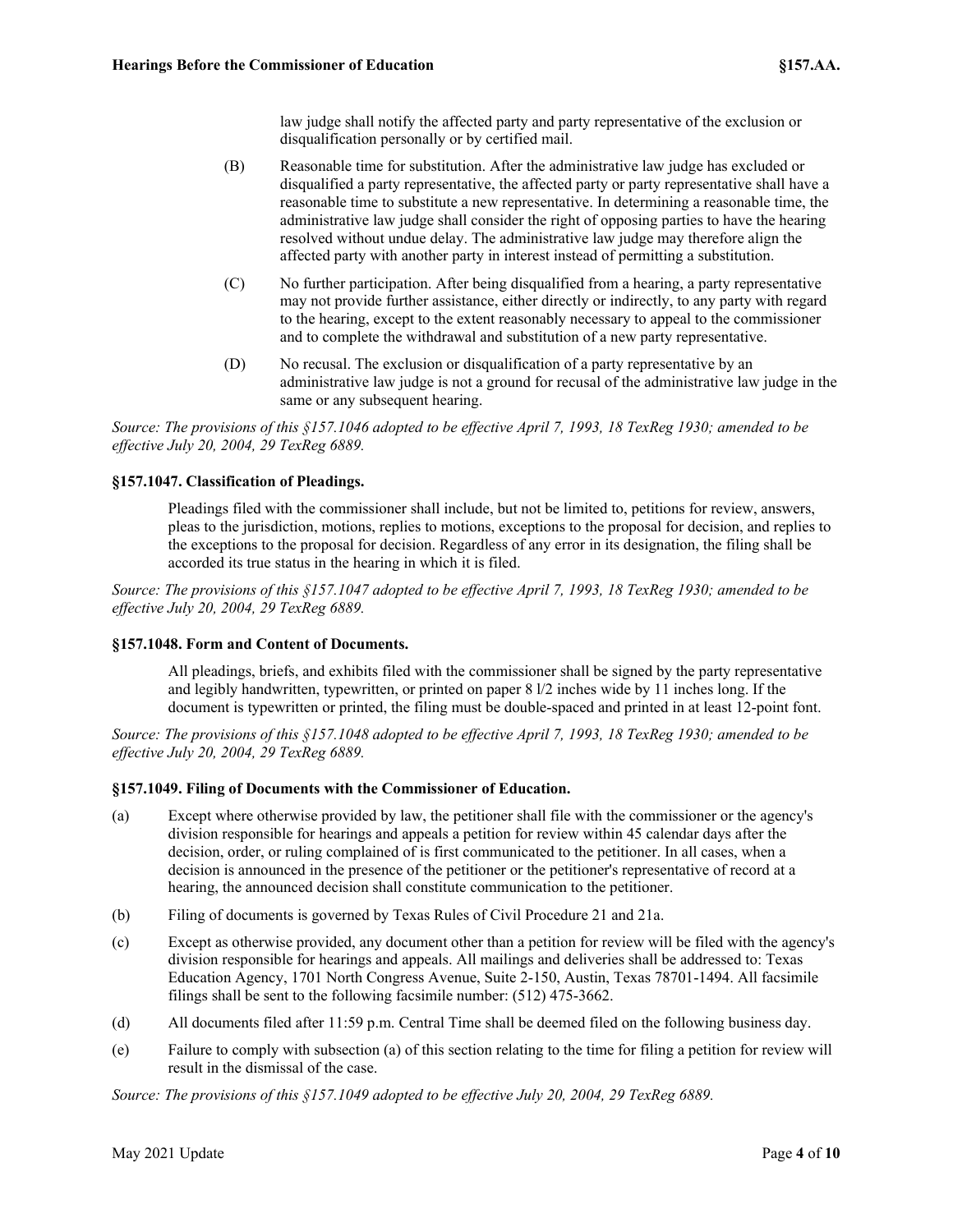law judge shall notify the affected party and party representative of the exclusion or disqualification personally or by certified mail.

(B) Reasonable time for substitution. After the administrative law judge has excluded or disqualified a party representative, the affected party or party representative shall have a reasonable time to substitute a new representative. In determining a reasonable time, the administrative law judge shall consider the right of opposing parties to have the hearing resolved without undue delay. The administrative law judge may therefore align the affected party with another party in interest instead of permitting a substitution.

(C) No further participation. After being disqualified from a hearing, a party representative may not provide further assistance, either directly or indirectly, to any party with regard to the hearing, except to the extent reasonably necessary to appeal to the commissioner and to complete the withdrawal and substitution of a new party representative.

(D) No recusal. The exclusion or disqualification of a party representative by an administrative law judge is not a ground for recusal of the administrative law judge in the same or any subsequent hearing.

*Source: The provisions of this §157.1046 adopted to be effective April 7, 1993, 18 TexReg 1930; amended to be effective July 20, 2004, 29 TexReg 6889.*

### §157.1047. Classification of Pleadings.

Pleadings filed with the commissioner shall include, but not be limited to, petitions for review, answers, pleas to the jurisdiction, motions, replies to motions, exceptions to the proposal for decision, and replies to the exceptions to the proposal for decision. Regardless of any error in its designation, the filing shall be accorded its true status in the hearing in which it is filed.

*Source: The provisions of this §157.1047 adopted to be effective April 7, 1993, 18 TexReg 1930; amended to be effective July 20, 2004, 29 TexReg 6889.*

### §157.1048. Form and Content of Documents.

All pleadings, briefs, and exhibits filed with the commissioner shall be signed by the party representative and legibly handwritten, typewritten, or printed on paper 8 l/2 inches wide by 11 inches long. If the document is typewritten or printed, the filing must be double-spaced and printed in at least 12-point font.

*Source: The provisions of this §157.1048 adopted to be effective April 7, 1993, 18 TexReg 1930; amended to be effective July 20, 2004, 29 TexReg 6889.*

### §157.1049. Filing of Documents with the Commissioner of Education.

(a) Except where otherwise provided by law, the petitioner shall file with the commissioner or the agency's division responsible for hearings and appeals a petition for review within 45 calendar days after the decision, order, or ruling complained of is first communicated to the petitioner. In all cases, when a decision is announced in the presence of the petitioner or the petitioner's representative of record at a hearing, the announced decision shall constitute communication to the petitioner.

(b) Filing of documents is governed by Texas Rules of Civil Procedure 21 and 21a.

(c) Except as otherwise provided, any document other than a petition for review will be filed with the agency's division responsible for hearings and appeals. All mailings and deliveries shall be addressed to: Texas Education Agency, 1701 North Congress Avenue, Suite 2-150, Austin, Texas 78701-1494. All facsimile filings shall be sent to the following facsimile number: (512) 475-3662.

(d) All documents filed after 11:59 p.m. Central Time shall be deemed filed on the following business day.

(e) Failure to comply with subsection (a) of this section relating to the time for filing a petition for review will result in the dismissal of the case.

*Source: The provisions of this §157.1049 adopted to be effective July 20, 2004, 29 TexReg 6889.*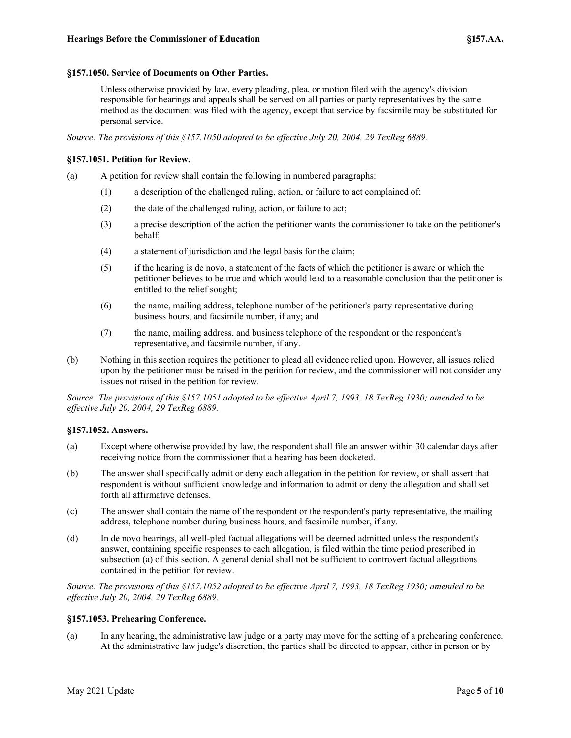### §157.1050. Service of Documents on Other Parties.

Unless otherwise provided by law, every pleading, plea, or motion filed with the agency's division responsible for hearings and appeals shall be served on all parties or party representatives by the same method as the document was filed with the agency, except that service by facsimile may be substituted for personal service.

*Source: The provisions of this §157.1050 adopted to be effective July 20, 2004, 29 TexReg 6889.*

### §157.1051. Petition for Review.

(a) A petition for review shall contain the following in numbered paragraphs:

(1) a description of the challenged ruling, action, or failure to act complained of;

(2) the date of the challenged ruling, action, or failure to act;

(3) a precise description of the action the petitioner wants the commissioner to take on the petitioner's behalf;

(4) a statement of jurisdiction and the legal basis for the claim;

(5) if the hearing is de novo, a statement of the facts of which the petitioner is aware or which the petitioner believes to be true and which would lead to a reasonable conclusion that the petitioner is entitled to the relief sought;

(6) the name, mailing address, telephone number of the petitioner's party representative during business hours, and facsimile number, if any; and

(7) the name, mailing address, and business telephone of the respondent or the respondent's representative, and facsimile number, if any.

(b) Nothing in this section requires the petitioner to plead all evidence relied upon. However, all issues relied upon by the petitioner must be raised in the petition for review, and the commissioner will not consider any issues not raised in the petition for review.

*Source: The provisions of this §157.1051 adopted to be effective April 7, 1993, 18 TexReg 1930; amended to be effective July 20, 2004, 29 TexReg 6889.*

### §157.1052. Answers.

(a) Except where otherwise provided by law, the respondent shall file an answer within 30 calendar days after receiving notice from the commissioner that a hearing has been docketed.

(b) The answer shall specifically admit or deny each allegation in the petition for review, or shall assert that respondent is without sufficient knowledge and information to admit or deny the allegation and shall set forth all affirmative defenses.

(c) The answer shall contain the name of the respondent or the respondent's party representative, the mailing address, telephone number during business hours, and facsimile number, if any.

(d) In de novo hearings, all well-pled factual allegations will be deemed admitted unless the respondent's answer, containing specific responses to each allegation, is filed within the time period prescribed in subsection (a) of this section. A general denial shall not be sufficient to controvert factual allegations contained in the petition for review.

*Source: The provisions of this §157.1052 adopted to be effective April 7, 1993, 18 TexReg 1930; amended to be effective July 20, 2004, 29 TexReg 6889.*

### §157.1053. Prehearing Conference.

(a) In any hearing, the administrative law judge or a party may move for the setting of a prehearing conference. At the administrative law judge's discretion, the parties shall be directed to appear, either in person or by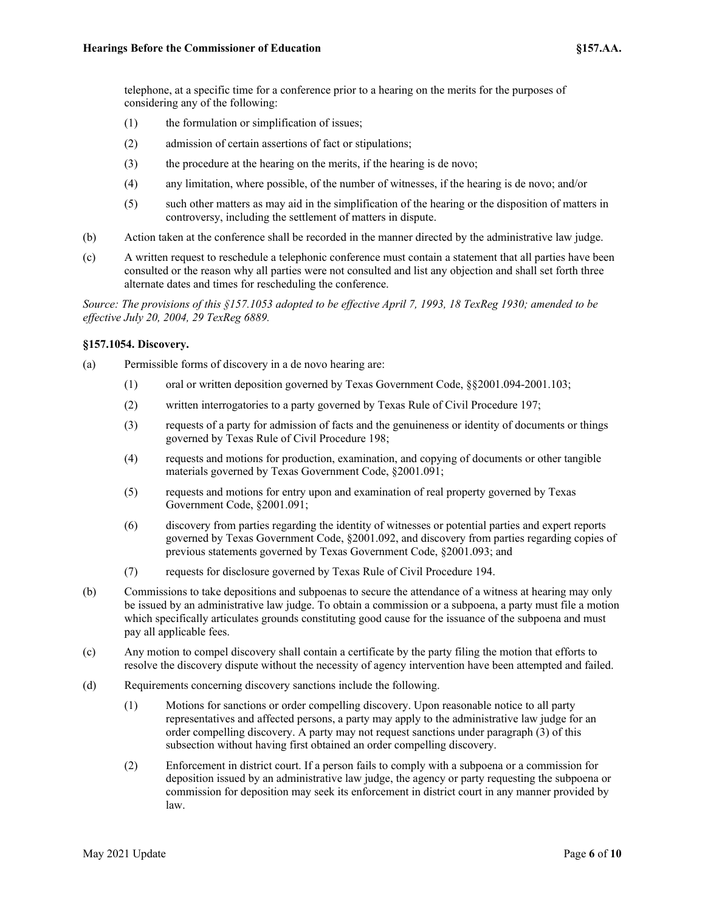telephone, at a specific time for a conference prior to a hearing on the merits for the purposes of considering any of the following:

(1) the formulation or simplification of issues;

(2) admission of certain assertions of fact or stipulations;

(3) the procedure at the hearing on the merits, if the hearing is de novo;

(4) any limitation, where possible, of the number of witnesses, if the hearing is de novo; and/or

(5) such other matters as may aid in the simplification of the hearing or the disposition of matters in controversy, including the settlement of matters in dispute.

(b) Action taken at the conference shall be recorded in the manner directed by the administrative law judge.

(c) A written request to reschedule a telephonic conference must contain a statement that all parties have been consulted or the reason why all parties were not consulted and list any objection and shall set forth three alternate dates and times for rescheduling the conference.

*Source: The provisions of this §157.1053 adopted to be effective April 7, 1993, 18 TexReg 1930; amended to be effective July 20, 2004, 29 TexReg 6889.*

### §157.1054. Discovery.

(a) Permissible forms of discovery in a de novo hearing are:

(1) oral or written deposition governed by Texas Government Code, §§2001.094-2001.103;

(2) written interrogatories to a party governed by Texas Rule of Civil Procedure 197;

(3) requests of a party for admission of facts and the genuineness or identity of documents or things governed by Texas Rule of Civil Procedure 198;

(4) requests and motions for production, examination, and copying of documents or other tangible materials governed by Texas Government Code, §2001.091;

(5) requests and motions for entry upon and examination of real property governed by Texas Government Code, §2001.091;

(6) discovery from parties regarding the identity of witnesses or potential parties and expert reports governed by Texas Government Code, §2001.092, and discovery from parties regarding copies of previous statements governed by Texas Government Code, §2001.093; and

(7) requests for disclosure governed by Texas Rule of Civil Procedure 194.

(b) Commissions to take depositions and subpoenas to secure the attendance of a witness at hearing may only be issued by an administrative law judge. To obtain a commission or a subpoena, a party must file a motion which specifically articulates grounds constituting good cause for the issuance of the subpoena and must pay all applicable fees.

(c) Any motion to compel discovery shall contain a certificate by the party filing the motion that efforts to resolve the discovery dispute without the necessity of agency intervention have been attempted and failed.

(d) Requirements concerning discovery sanctions include the following.

(1) Motions for sanctions or order compelling discovery. Upon reasonable notice to all party representatives and affected persons, a party may apply to the administrative law judge for an order compelling discovery. A party may not request sanctions under paragraph (3) of this subsection without having first obtained an order compelling discovery.

(2) Enforcement in district court. If a person fails to comply with a subpoena or a commission for deposition issued by an administrative law judge, the agency or party requesting the subpoena or commission for deposition may seek its enforcement in district court in any manner provided by law.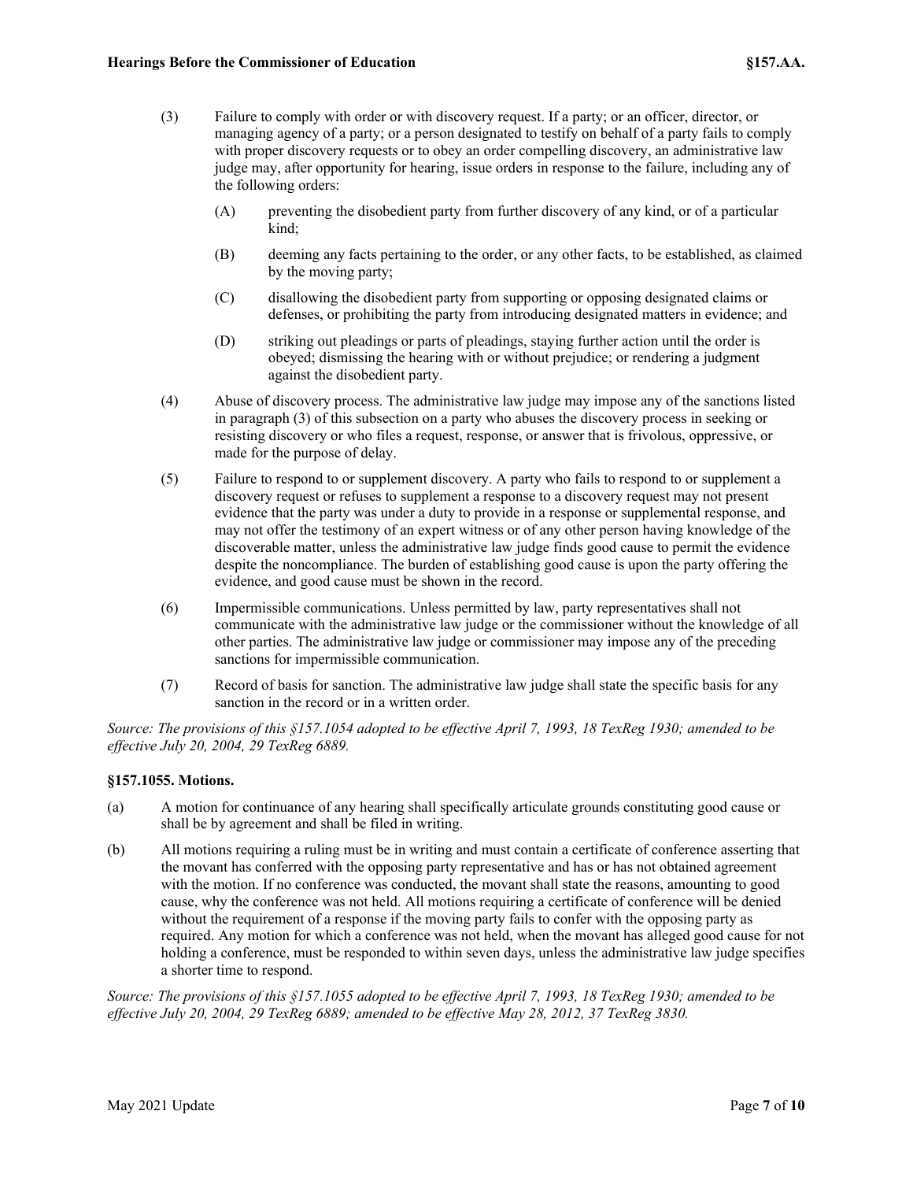(3) Failure to comply with order or with discovery request. If a party; or an officer, director, or managing agency of a party; or a person designated to testify on behalf of a party fails to comply with proper discovery requests or to obey an order compelling discovery, an administrative law judge may, after opportunity for hearing, issue orders in response to the failure, including any of the following orders:

  (A) preventing the disobedient party from further discovery of any kind, or of a particular kind;

  (B) deeming any facts pertaining to the order, or any other facts, to be established, as claimed by the moving party;

  (C) disallowing the disobedient party from supporting or opposing designated claims or defenses, or prohibiting the party from introducing designated matters in evidence; and

  (D) striking out pleadings or parts of pleadings, staying further action until the order is obeyed; dismissing the hearing with or without prejudice; or rendering a judgment against the disobedient party.

(4) Abuse of discovery process. The administrative law judge may impose any of the sanctions listed in paragraph (3) of this subsection on a party who abuses the discovery process in seeking or resisting discovery or who files a request, response, or answer that is frivolous, oppressive, or made for the purpose of delay.

(5) Failure to respond to or supplement discovery. A party who fails to respond to or supplement a discovery request or refuses to supplement a response to a discovery request may not present evidence that the party was under a duty to provide in a response or supplemental response, and may not offer the testimony of an expert witness or of any other person having knowledge of the discoverable matter, unless the administrative law judge finds good cause to permit the evidence despite the noncompliance. The burden of establishing good cause is upon the party offering the evidence, and good cause must be shown in the record.

(6) Impermissible communications. Unless permitted by law, party representatives shall not communicate with the administrative law judge or the commissioner without the knowledge of all other parties. The administrative law judge or commissioner may impose any of the preceding sanctions for impermissible communication.

(7) Record of basis for sanction. The administrative law judge shall state the specific basis for any sanction in the record or in a written order.

*Source: The provisions of this §157.1054 adopted to be effective April 7, 1993, 18 TexReg 1930; amended to be effective July 20, 2004, 29 TexReg 6889.*

### §157.1055. Motions.

(a) A motion for continuance of any hearing shall specifically articulate grounds constituting good cause or shall be by agreement and shall be filed in writing.

(b) All motions requiring a ruling must be in writing and must contain a certificate of conference asserting that the movant has conferred with the opposing party representative and has or has not obtained agreement with the motion. If no conference was conducted, the movant shall state the reasons, amounting to good cause, why the conference was not held. All motions requiring a certificate of conference will be denied without the requirement of a response if the moving party fails to confer with the opposing party as required. Any motion for which a conference was not held, when the movant has alleged good cause for not holding a conference, must be responded to within seven days, unless the administrative law judge specifies a shorter time to respond.

*Source: The provisions of this §157.1055 adopted to be effective April 7, 1993, 18 TexReg 1930; amended to be effective July 20, 2004, 29 TexReg 6889; amended to be effective May 28, 2012, 37 TexReg 3830.*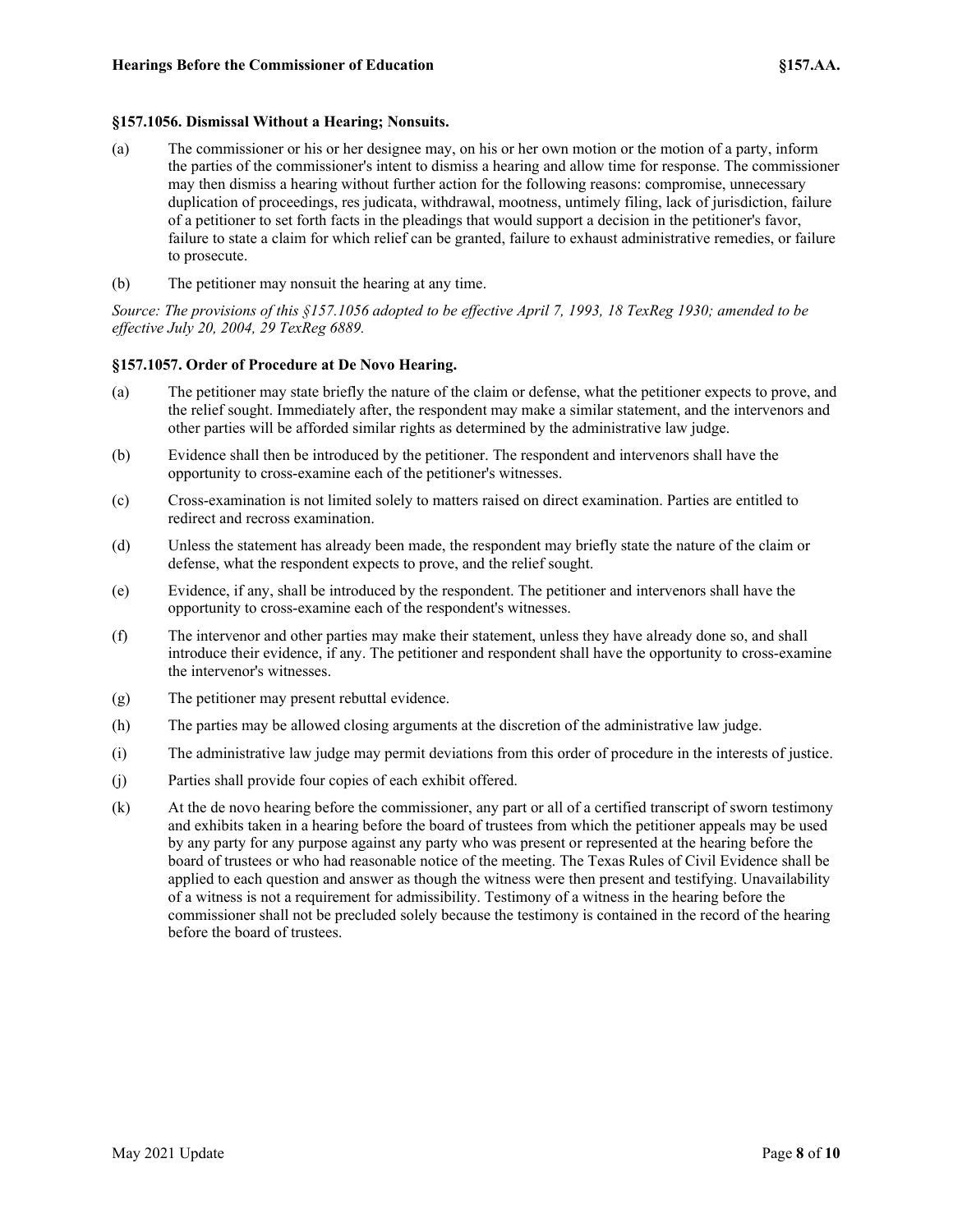### §157.1056. Dismissal Without a Hearing; Nonsuits.

(a) The commissioner or his or her designee may, on his or her own motion or the motion of a party, inform the parties of the commissioner's intent to dismiss a hearing and allow time for response. The commissioner may then dismiss a hearing without further action for the following reasons: compromise, unnecessary duplication of proceedings, res judicata, withdrawal, mootness, untimely filing, lack of jurisdiction, failure of a petitioner to set forth facts in the pleadings that would support a decision in the petitioner's favor, failure to state a claim for which relief can be granted, failure to exhaust administrative remedies, or failure to prosecute.

(b) The petitioner may nonsuit the hearing at any time.

*Source: The provisions of this §157.1056 adopted to be effective April 7, 1993, 18 TexReg 1930; amended to be effective July 20, 2004, 29 TexReg 6889.*

### §157.1057. Order of Procedure at De Novo Hearing.

(a) The petitioner may state briefly the nature of the claim or defense, what the petitioner expects to prove, and the relief sought. Immediately after, the respondent may make a similar statement, and the intervenors and other parties will be afforded similar rights as determined by the administrative law judge.

(b) Evidence shall then be introduced by the petitioner. The respondent and intervenors shall have the opportunity to cross-examine each of the petitioner's witnesses.

(c) Cross-examination is not limited solely to matters raised on direct examination. Parties are entitled to redirect and recross examination.

(d) Unless the statement has already been made, the respondent may briefly state the nature of the claim or defense, what the respondent expects to prove, and the relief sought.

(e) Evidence, if any, shall be introduced by the respondent. The petitioner and intervenors shall have the opportunity to cross-examine each of the respondent's witnesses.

(f) The intervenor and other parties may make their statement, unless they have already done so, and shall introduce their evidence, if any. The petitioner and respondent shall have the opportunity to cross-examine the intervenor's witnesses.

(g) The petitioner may present rebuttal evidence.

(h) The parties may be allowed closing arguments at the discretion of the administrative law judge.

(i) The administrative law judge may permit deviations from this order of procedure in the interests of justice.

(j) Parties shall provide four copies of each exhibit offered.

(k) At the de novo hearing before the commissioner, any part or all of a certified transcript of sworn testimony and exhibits taken in a hearing before the board of trustees from which the petitioner appeals may be used by any party for any purpose against any party who was present or represented at the hearing before the board of trustees or who had reasonable notice of the meeting. The Texas Rules of Civil Evidence shall be applied to each question and answer as though the witness were then present and testifying. Unavailability of a witness is not a requirement for admissibility. Testimony of a witness in the hearing before the commissioner shall not be precluded solely because the testimony is contained in the record of the hearing before the board of trustees.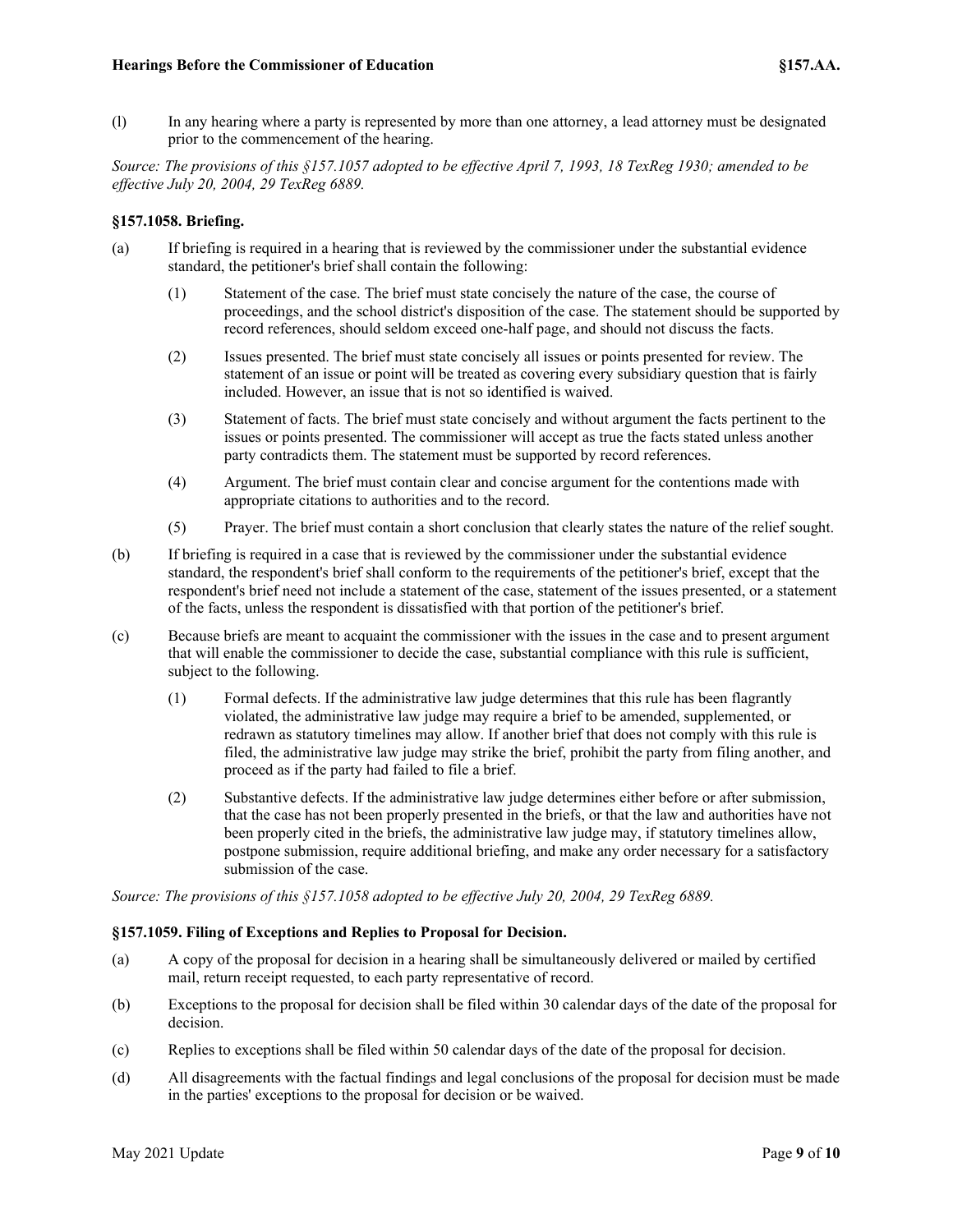(l) In any hearing where a party is represented by more than one attorney, a lead attorney must be designated prior to the commencement of the hearing.

*Source: The provisions of this §157.1057 adopted to be effective April 7, 1993, 18 TexReg 1930; amended to be effective July 20, 2004, 29 TexReg 6889.*

### §157.1058. Briefing.

(a) If briefing is required in a hearing that is reviewed by the commissioner under the substantial evidence standard, the petitioner's brief shall contain the following:

(1) Statement of the case. The brief must state concisely the nature of the case, the course of proceedings, and the school district's disposition of the case. The statement should be supported by record references, should seldom exceed one-half page, and should not discuss the facts.

(2) Issues presented. The brief must state concisely all issues or points presented for review. The statement of an issue or point will be treated as covering every subsidiary question that is fairly included. However, an issue that is not so identified is waived.

(3) Statement of facts. The brief must state concisely and without argument the facts pertinent to the issues or points presented. The commissioner will accept as true the facts stated unless another party contradicts them. The statement must be supported by record references.

(4) Argument. The brief must contain clear and concise argument for the contentions made with appropriate citations to authorities and to the record.

(5) Prayer. The brief must contain a short conclusion that clearly states the nature of the relief sought.

(b) If briefing is required in a case that is reviewed by the commissioner under the substantial evidence standard, the respondent's brief shall conform to the requirements of the petitioner's brief, except that the respondent's brief need not include a statement of the case, statement of the issues presented, or a statement of the facts, unless the respondent is dissatisfied with that portion of the petitioner's brief.

(c) Because briefs are meant to acquaint the commissioner with the issues in the case and to present argument that will enable the commissioner to decide the case, substantial compliance with this rule is sufficient, subject to the following.

(1) Formal defects. If the administrative law judge determines that this rule has been flagrantly violated, the administrative law judge may require a brief to be amended, supplemented, or redrawn as statutory timelines may allow. If another brief that does not comply with this rule is filed, the administrative law judge may strike the brief, prohibit the party from filing another, and proceed as if the party had failed to file a brief.

(2) Substantive defects. If the administrative law judge determines either before or after submission, that the case has not been properly presented in the briefs, or that the law and authorities have not been properly cited in the briefs, the administrative law judge may, if statutory timelines allow, postpone submission, require additional briefing, and make any order necessary for a satisfactory submission of the case.

*Source: The provisions of this §157.1058 adopted to be effective July 20, 2004, 29 TexReg 6889.*

### §157.1059. Filing of Exceptions and Replies to Proposal for Decision.

(a) A copy of the proposal for decision in a hearing shall be simultaneously delivered or mailed by certified mail, return receipt requested, to each party representative of record.

(b) Exceptions to the proposal for decision shall be filed within 30 calendar days of the date of the proposal for decision.

(c) Replies to exceptions shall be filed within 50 calendar days of the date of the proposal for decision.

(d) All disagreements with the factual findings and legal conclusions of the proposal for decision must be made in the parties' exceptions to the proposal for decision or be waived.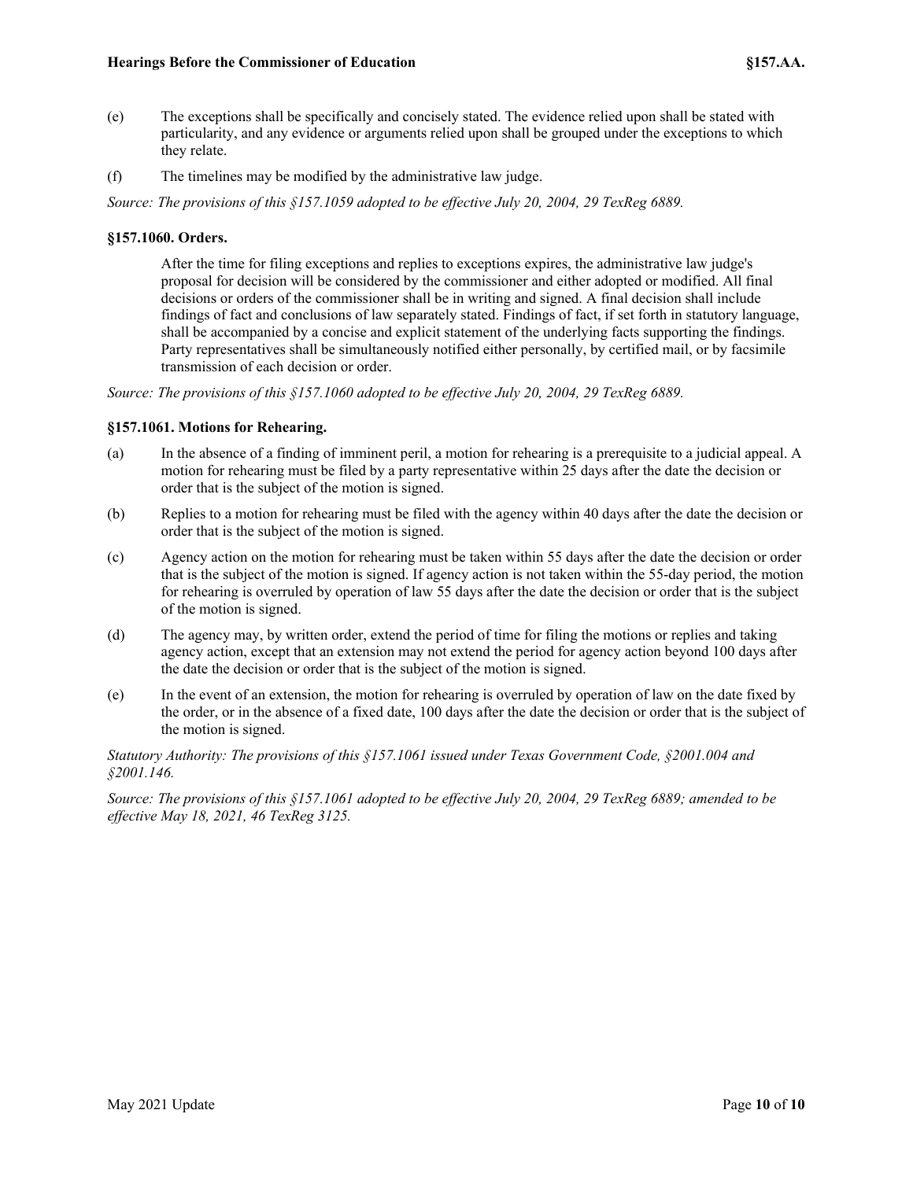(e) The exceptions shall be specifically and concisely stated. The evidence relied upon shall be stated with particularity, and any evidence or arguments relied upon shall be grouped under the exceptions to which they relate.

(f) The timelines may be modified by the administrative law judge.

*Source: The provisions of this §157.1059 adopted to be effective July 20, 2004, 29 TexReg 6889.*

### §157.1060. Orders.

After the time for filing exceptions and replies to exceptions expires, the administrative law judge's proposal for decision will be considered by the commissioner and either adopted or modified. All final decisions or orders of the commissioner shall be in writing and signed. A final decision shall include findings of fact and conclusions of law separately stated. Findings of fact, if set forth in statutory language, shall be accompanied by a concise and explicit statement of the underlying facts supporting the findings. Party representatives shall be simultaneously notified either personally, by certified mail, or by facsimile transmission of each decision or order.

*Source: The provisions of this §157.1060 adopted to be effective July 20, 2004, 29 TexReg 6889.*

### §157.1061. Motions for Rehearing.

(a) In the absence of a finding of imminent peril, a motion for rehearing is a prerequisite to a judicial appeal. A motion for rehearing must be filed by a party representative within 25 days after the date the decision or order that is the subject of the motion is signed.

(b) Replies to a motion for rehearing must be filed with the agency within 40 days after the date the decision or order that is the subject of the motion is signed.

(c) Agency action on the motion for rehearing must be taken within 55 days after the date the decision or order that is the subject of the motion is signed. If agency action is not taken within the 55-day period, the motion for rehearing is overruled by operation of law 55 days after the date the decision or order that is the subject of the motion is signed.

(d) The agency may, by written order, extend the period of time for filing the motions or replies and taking agency action, except that an extension may not extend the period for agency action beyond 100 days after the date the decision or order that is the subject of the motion is signed.

(e) In the event of an extension, the motion for rehearing is overruled by operation of law on the date fixed by the order, or in the absence of a fixed date, 100 days after the date the decision or order that is the subject of the motion is signed.

*Statutory Authority: The provisions of this §157.1061 issued under Texas Government Code, §2001.004 and §2001.146.*

*Source: The provisions of this §157.1061 adopted to be effective July 20, 2004, 29 TexReg 6889; amended to be effective May 18, 2021, 46 TexReg 3125.*